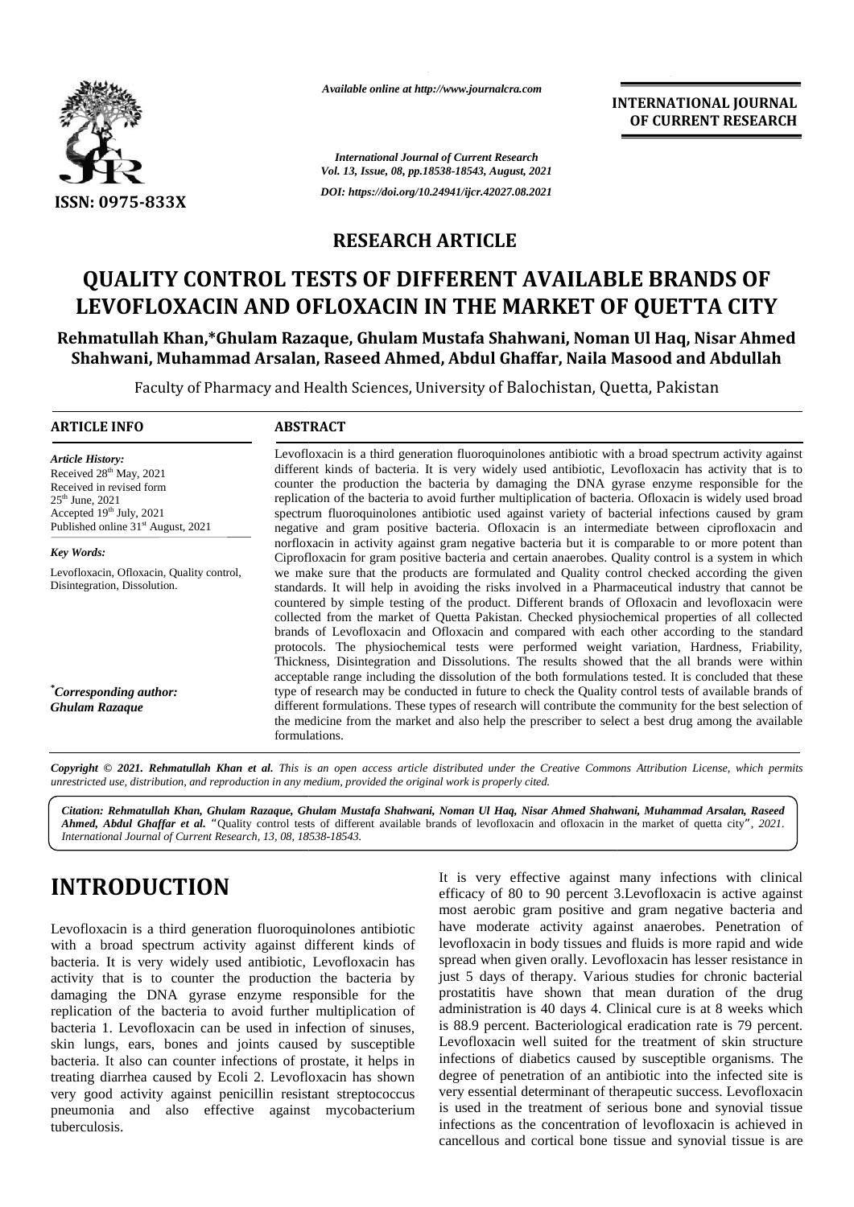*Available online at http://www.journalcra.com*

**INTERNATIONAL JOURNAL OF CURRENT RESEARCH**

*International Journal of Current Research*
*Vol. 13, Issue, 08, pp.18538-18543, August, 2021*

*DOI: https://doi.org/10.24941/ijcr.42027.08.2021*

ISSN: 0975-833X

**RESEARCH ARTICLE**

# QUALITY CONTROL TESTS OF DIFFERENT AVAILABLE BRANDS OF LEVOFLOXACIN AND OFLOXACIN IN THE MARKET OF QUETTA CITY

**Rehmatullah Khan,\*Ghulam Razaque, Ghulam Mustafa Shahwani, Noman Ul Haq, Nisar Ahmed Shahwani, Muhammad Arsalan, Raseed Ahmed, Abdul Ghaffar, Naila Masood and Abdullah**

Faculty of Pharmacy and Health Sciences, University of Balochistan, Quetta, Pakistan

**ARTICLE INFO**

*Article History:*
Received 28th May, 2021
Received in revised form
25th June, 2021
Accepted 19th July, 2021
Published online 31st August, 2021

*Key Words:*
Levofloxacin, Ofloxacin, Quality control, Disintegration, Dissolution.

*\*Corresponding author:*
***Ghulam Razaque***

**ABSTRACT**

Levofloxacin is a third generation fluoroquinolones antibiotic with a broad spectrum activity against different kinds of bacteria. It is very widely used antibiotic, Levofloxacin has activity that is to counter the production the bacteria by damaging the DNA gyrase enzyme responsible for the replication of the bacteria to avoid further multiplication of bacteria. Ofloxacin is widely used broad spectrum fluoroquinolones antibiotic used against variety of bacterial infections caused by gram negative and gram positive bacteria. Ofloxacin is an intermediate between ciprofloxacin and norfloxacin in activity against gram negative bacteria but it is comparable to or more potent than Ciprofloxacin for gram positive bacteria and certain anaerobes. Quality control is a system in which we make sure that the products are formulated and Quality control checked according the given standards. It will help in avoiding the risks involved in a Pharmaceutical industry that cannot be countered by simple testing of the product. Different brands of Ofloxacin and levofloxacin were collected from the market of Quetta Pakistan. Checked physiochemical properties of all collected brands of Levofloxacin and Ofloxacin and compared with each other according to the standard protocols. The physiochemical tests were performed weight variation, Hardness, Friability, Thickness, Disintegration and Dissolutions. The results showed that the all brands were within acceptable range including the dissolution of the both formulations tested. It is concluded that these type of research may be conducted in future to check the Quality control tests of available brands of different formulations. These types of research will contribute the community for the best selection of the medicine from the market and also help the prescriber to select a best drug among the available formulations.

***Copyright © 2021. Rehmatullah Khan et al.*** *This is an open access article distributed under the Creative Commons Attribution License, which permits unrestricted use, distribution, and reproduction in any medium, provided the original work is properly cited.*

***Citation: Rehmatullah Khan, Ghulam Razaque, Ghulam Mustafa Shahwani, Noman Ul Haq, Nisar Ahmed Shahwani, Muhammad Arsalan, Raseed Ahmed, Abdul Ghaffar et al.*** *"Quality control tests of different available brands of levofloxacin and ofloxacin in the market of quetta city", 2021. International Journal of Current Research, 13, 08, 18538-18543.*

# INTRODUCTION

Levofloxacin is a third generation fluoroquinolones antibiotic with a broad spectrum activity against different kinds of bacteria. It is very widely used antibiotic, Levofloxacin has activity that is to counter the production the bacteria by damaging the DNA gyrase enzyme responsible for the replication of the bacteria to avoid further multiplication of bacteria 1. Levofloxacin can be used in infection of sinuses, skin lungs, ears, bones and joints caused by susceptible bacteria. It also can counter infections of prostate, it helps in treating diarrhea caused by Ecoli 2. Levofloxacin has shown very good activity against penicillin resistant streptococcus pneumonia and also effective against mycobacterium tuberculosis.

It is very effective against many infections with clinical efficacy of 80 to 90 percent 3.Levofloxacin is active against most aerobic gram positive and gram negative bacteria and have moderate activity against anaerobes. Penetration of levofloxacin in body tissues and fluids is more rapid and wide spread when given orally. Levofloxacin has lesser resistance in just 5 days of therapy. Various studies for chronic bacterial prostatitis have shown that mean duration of the drug administration is 40 days 4. Clinical cure is at 8 weeks which is 88.9 percent. Bacteriological eradication rate is 79 percent. Levofloxacin well suited for the treatment of skin structure infections of diabetics caused by susceptible organisms. The degree of penetration of an antibiotic into the infected site is very essential determinant of therapeutic success. Levofloxacin is used in the treatment of serious bone and synovial tissue infections as the concentration of levofloxacin is achieved in cancellous and cortical bone tissue and synovial tissue is are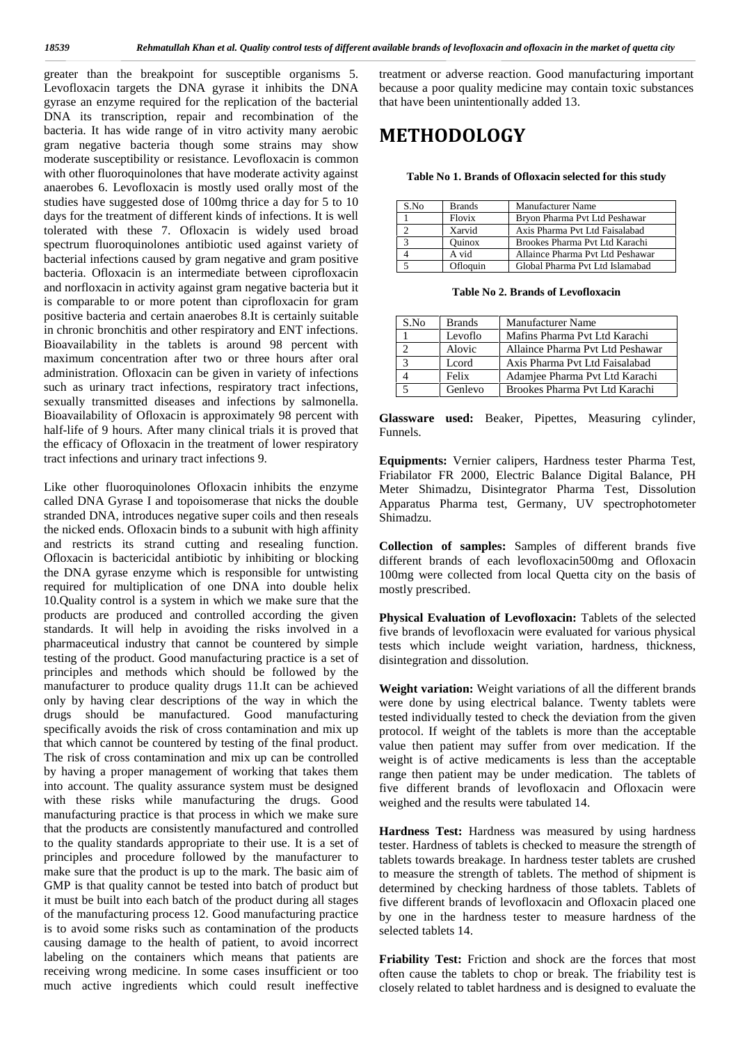greater than the breakpoint for susceptible organisms 5. Levofloxacin targets the DNA gyrase it inhibits the DNA gyrase an enzyme required for the replication of the bacterial DNA its transcription, repair and recombination of the bacteria. It has wide range of in vitro activity many aerobic gram negative bacteria though some strains may show moderate susceptibility or resistance. Levofloxacin is common with other fluoroquinolones that have moderate activity against anaerobes 6. Levofloxacin is mostly used orally most of the studies have suggested dose of 100mg thrice a day for 5 to 10 days for the treatment of different kinds of infections. It is well tolerated with these 7. Ofloxacin is widely used broad spectrum fluoroquinolones antibiotic used against variety of bacterial infections caused by gram negative and gram positive bacteria. Ofloxacin is an intermediate between ciprofloxacin and norfloxacin in activity against gram negative bacteria but it is comparable to or more potent than ciprofloxacin for gram positive bacteria and certain anaerobes 8.It is certainly suitable in chronic bronchitis and other respiratory and ENT infections. Bioavailability in the tablets is around 98 percent with maximum concentration after two or three hours after oral administration. Ofloxacin can be given in variety of infections such as urinary tract infections, respiratory tract infections, sexually transmitted diseases and infections by salmonella. Bioavailability of Ofloxacin is approximately 98 percent with half-life of 9 hours. After many clinical trials it is proved that the efficacy of Ofloxacin in the treatment of lower respiratory tract infections and urinary tract infections 9.

Like other fluoroquinolones Ofloxacin inhibits the enzyme called DNA Gyrase I and topoisomerase that nicks the double stranded DNA, introduces negative super coils and then reseals the nicked ends. Ofloxacin binds to a subunit with high affinity and restricts its strand cutting and resealing function. Ofloxacin is bactericidal antibiotic by inhibiting or blocking the DNA gyrase enzyme which is responsible for untwisting required for multiplication of one DNA into double helix 10.Quality control is a system in which we make sure that the products are produced and controlled according the given standards. It will help in avoiding the risks involved in a pharmaceutical industry that cannot be countered by simple testing of the product. Good manufacturing practice is a set of principles and methods which should be followed by the manufacturer to produce quality drugs 11.It can be achieved only by having clear descriptions of the way in which the drugs should be manufactured. Good manufacturing specifically avoids the risk of cross contamination and mix up that which cannot be countered by testing of the final product. The risk of cross contamination and mix up can be controlled by having a proper management of working that takes them into account. The quality assurance system must be designed with these risks while manufacturing the drugs. Good manufacturing practice is that process in which we make sure that the products are consistently manufactured and controlled to the quality standards appropriate to their use. It is a set of principles and procedure followed by the manufacturer to make sure that the product is up to the mark. The basic aim of GMP is that quality cannot be tested into batch of product but it must be built into each batch of the product during all stages of the manufacturing process 12. Good manufacturing practice is to avoid some risks such as contamination of the products causing damage to the health of patient, to avoid incorrect labeling on the containers which means that patients are receiving wrong medicine. In some cases insufficient or too much active ingredients which could result ineffective treatment or adverse reaction. Good manufacturing important because a poor quality medicine may contain toxic substances that have been unintentionally added 13.

# METHODOLOGY

**Table No 1. Brands of Ofloxacin selected for this study**

| S.No | Brands | Manufacturer Name |
|---|---|---|
| 1 | Flovix | Bryon Pharma Pvt Ltd Peshawar |
| 2 | Xarvid | Axis Pharma Pvt Ltd Faisalabad |
| 3 | Quinox | Brookes Pharma Pvt Ltd Karachi |
| 4 | A vid | Allaince Pharma Pvt Ltd Peshawar |
| 5 | Ofloquin | Global Pharma Pvt Ltd Islamabad |

**Table No 2. Brands of Levofloxacin**

| S.No | Brands | Manufacturer Name |
|---|---|---|
| 1 | Levoflo | Mafins Pharma Pvt Ltd Karachi |
| 2 | Alovic | Allaince Pharma Pvt Ltd Peshawar |
| 3 | Lcord | Axis Pharma Pvt Ltd Faisalabad |
| 4 | Felix | Adamjee Pharma Pvt Ltd Karachi |
| 5 | Genlevo | Brookes Pharma Pvt Ltd Karachi |

**Glassware used:** Beaker, Pipettes, Measuring cylinder, Funnels.

**Equipments:** Vernier calipers, Hardness tester Pharma Test, Friabilator FR 2000, Electric Balance Digital Balance, PH Meter Shimadzu, Disintegrator Pharma Test, Dissolution Apparatus Pharma test, Germany, UV spectrophotometer Shimadzu.

**Collection of samples:** Samples of different brands five different brands of each levofloxacin500mg and Ofloxacin 100mg were collected from local Quetta city on the basis of mostly prescribed.

**Physical Evaluation of Levofloxacin:** Tablets of the selected five brands of levofloxacin were evaluated for various physical tests which include weight variation, hardness, thickness, disintegration and dissolution.

**Weight variation:** Weight variations of all the different brands were done by using electrical balance. Twenty tablets were tested individually tested to check the deviation from the given protocol. If weight of the tablets is more than the acceptable value then patient may suffer from over medication. If the weight is of active medicaments is less than the acceptable range then patient may be under medication. The tablets of five different brands of levofloxacin and Ofloxacin were weighed and the results were tabulated 14.

**Hardness Test:** Hardness was measured by using hardness tester. Hardness of tablets is checked to measure the strength of tablets towards breakage. In hardness tester tablets are crushed to measure the strength of tablets. The method of shipment is determined by checking hardness of those tablets. Tablets of five different brands of levofloxacin and Ofloxacin placed one by one in the hardness tester to measure hardness of the selected tablets 14.

**Friability Test:** Friction and shock are the forces that most often cause the tablets to chop or break. The friability test is closely related to tablet hardness and is designed to evaluate the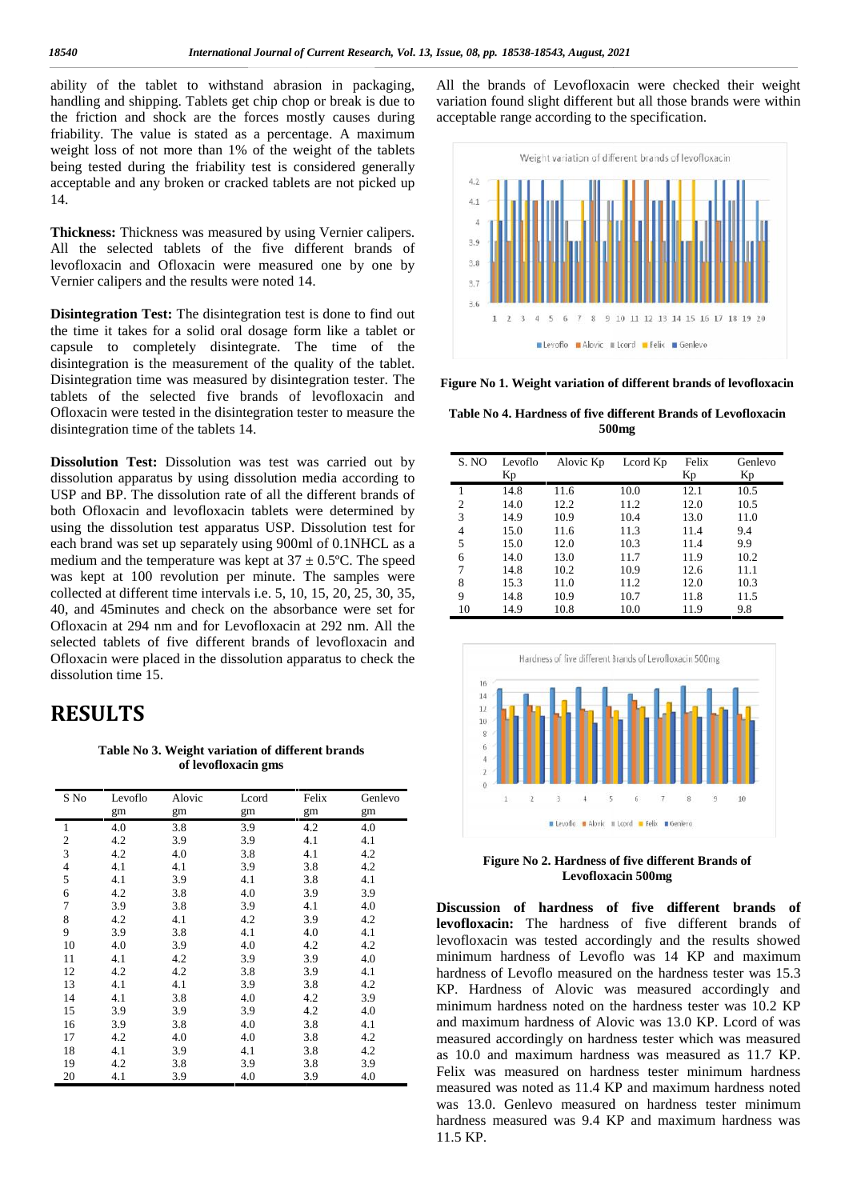ability of the tablet to withstand abrasion in packaging, handling and shipping. Tablets get chip chop or break is due to the friction and shock are the forces mostly causes during friability. The value is stated as a percentage. A maximum weight loss of not more than 1% of the weight of the tablets being tested during the friability test is considered generally acceptable and any broken or cracked tablets are not picked up 14.

**Thickness:** Thickness was measured by using Vernier calipers. All the selected tablets of the five different brands of levofloxacin and Ofloxacin were measured one by one by Vernier calipers and the results were noted 14.

**Disintegration Test:** The disintegration test is done to find out the time it takes for a solid oral dosage form like a tablet or capsule to completely disintegrate. The time of the disintegration is the measurement of the quality of the tablet. Disintegration time was measured by disintegration tester. The tablets of the selected five brands of levofloxacin and Ofloxacin were tested in the disintegration tester to measure the disintegration time of the tablets 14.

**Dissolution Test:** Dissolution was test was carried out by dissolution apparatus by using dissolution media according to USP and BP. The dissolution rate of all the different brands of both Ofloxacin and levofloxacin tablets were determined by using the dissolution test apparatus USP. Dissolution test for each brand was set up separately using 900ml of 0.1NHCL as a medium and the temperature was kept at $37 \pm 0.5$ºC. The speed was kept at 100 revolution per minute. The samples were collected at different time intervals i.e. 5, 10, 15, 20, 25, 30, 35, 40, and 45minutes and check on the absorbance were set for Ofloxacin at 294 nm and for Levofloxacin at 292 nm. All the selected tablets of five different brands of levofloxacin and Ofloxacin were placed in the dissolution apparatus to check the dissolution time 15.

# RESULTS

**Table No 3. Weight variation of different brands of levofloxacin gms**

| S No | Levoflo gm | Alovic gm | Lcord gm | Felix gm | Genlevo gm |
|---|---|---|---|---|---|
| 1 | 4.0 | 3.8 | 3.9 | 4.2 | 4.0 |
| 2 | 4.2 | 3.9 | 3.9 | 4.1 | 4.1 |
| 3 | 4.2 | 4.0 | 3.8 | 4.1 | 4.2 |
| 4 | 4.1 | 4.1 | 3.9 | 3.8 | 4.2 |
| 5 | 4.1 | 3.9 | 4.1 | 3.8 | 4.1 |
| 6 | 4.2 | 3.8 | 4.0 | 3.9 | 3.9 |
| 7 | 3.9 | 3.8 | 3.9 | 4.1 | 4.0 |
| 8 | 4.2 | 4.1 | 4.2 | 3.9 | 4.2 |
| 9 | 3.9 | 3.8 | 4.1 | 4.0 | 4.1 |
| 10 | 4.0 | 3.9 | 4.0 | 4.2 | 4.2 |
| 11 | 4.1 | 4.2 | 3.9 | 3.9 | 4.0 |
| 12 | 4.2 | 4.2 | 3.8 | 3.9 | 4.1 |
| 13 | 4.1 | 4.1 | 3.9 | 3.8 | 4.2 |
| 14 | 4.1 | 3.8 | 4.0 | 4.2 | 3.9 |
| 15 | 3.9 | 3.9 | 3.9 | 4.2 | 4.0 |
| 16 | 3.9 | 3.8 | 4.0 | 3.8 | 4.1 |
| 17 | 4.2 | 4.0 | 4.0 | 3.8 | 4.2 |
| 18 | 4.1 | 3.9 | 4.1 | 3.8 | 4.2 |
| 19 | 4.2 | 3.8 | 3.9 | 3.8 | 3.9 |
| 20 | 4.1 | 3.9 | 4.0 | 3.9 | 4.0 |

All the brands of Levofloxacin were checked their weight variation found slight different but all those brands were within acceptable range according to the specification.

**Figure No 1. Weight variation of different brands of levofloxacin**

**Table No 4. Hardness of five different Brands of Levofloxacin 500mg**

| S. NO | Levoflo Kp | Alovic Kp | Lcord Kp | Felix Kp | Genlevo Kp |
|---|---|---|---|---|---|
| 1 | 14.8 | 11.6 | 10.0 | 12.1 | 10.5 |
| 2 | 14.0 | 12.2 | 11.2 | 12.0 | 10.5 |
| 3 | 14.9 | 10.9 | 10.4 | 13.0 | 11.0 |
| 4 | 15.0 | 11.6 | 11.3 | 11.4 | 9.4 |
| 5 | 15.0 | 12.0 | 10.3 | 11.4 | 9.9 |
| 6 | 14.0 | 13.0 | 11.7 | 11.9 | 10.2 |
| 7 | 14.8 | 10.2 | 10.9 | 12.6 | 11.1 |
| 8 | 15.3 | 11.0 | 11.2 | 12.0 | 10.3 |
| 9 | 14.8 | 10.9 | 10.7 | 11.8 | 11.5 |
| 10 | 14.9 | 10.8 | 10.0 | 11.9 | 9.8 |

**Figure No 2. Hardness of five different Brands of Levofloxacin 500mg**

**Discussion of hardness of five different brands of levofloxacin:** The hardness of five different brands of levofloxacin was tested accordingly and the results showed minimum hardness of Levoflo was 14 KP and maximum hardness of Levoflo measured on the hardness tester was 15.3 KP. Hardness of Alovic was measured accordingly and minimum hardness noted on the hardness tester was 10.2 KP and maximum hardness of Alovic was 13.0 KP. Lcord of was measured accordingly on hardness tester which was measured as 10.0 and maximum hardness was measured as 11.7 KP. Felix was measured on hardness tester minimum hardness measured was noted as 11.4 KP and maximum hardness noted was 13.0. Genlevo measured on hardness tester minimum hardness measured was 9.4 KP and maximum hardness was 11.5 KP.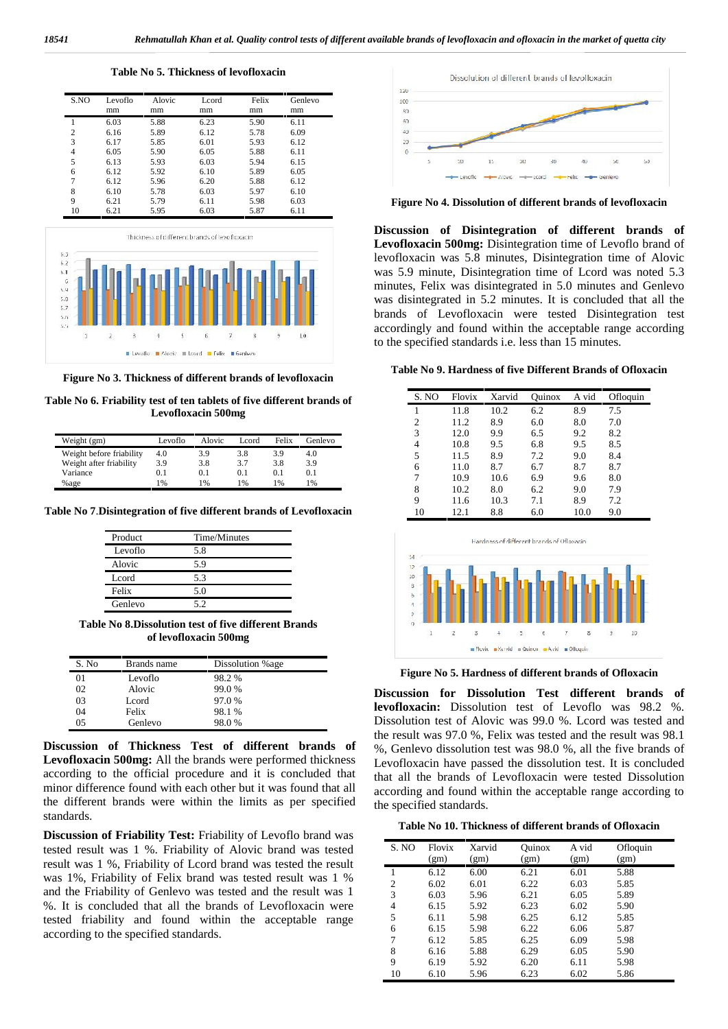**Table No 5. Thickness of levofloxacin**

| S.NO | Levoflo mm | Alovic mm | Lcord mm | Felix mm | Genlevo mm |
|---|---|---|---|---|---|
| 1 | 6.03 | 5.88 | 6.23 | 5.90 | 6.11 |
| 2 | 6.16 | 5.89 | 6.12 | 5.78 | 6.09 |
| 3 | 6.17 | 5.85 | 6.01 | 5.93 | 6.12 |
| 4 | 6.05 | 5.90 | 6.05 | 5.88 | 6.11 |
| 5 | 6.13 | 5.93 | 6.03 | 5.94 | 6.15 |
| 6 | 6.12 | 5.92 | 6.10 | 5.89 | 6.05 |
| 7 | 6.12 | 5.96 | 6.20 | 5.88 | 6.12 |
| 8 | 6.10 | 5.78 | 6.03 | 5.97 | 6.10 |
| 9 | 6.21 | 5.79 | 6.11 | 5.98 | 6.03 |
| 10 | 6.21 | 5.95 | 6.03 | 5.87 | 6.11 |

**Figure No 3. Thickness of different brands of levofloxacin**

**Table No 6. Friability test of ten tablets of five different brands of Levofloxacin 500mg**

| Weight (gm) | Levoflo | Alovic | Lcord | Felix | Genlevo |
|---|---|---|---|---|---|
| Weight before friability | 4.0 | 3.9 | 3.8 | 3.9 | 4.0 |
| Weight after friability | 3.9 | 3.8 | 3.7 | 3.8 | 3.9 |
| Variance | 0.1 | 0.1 | 0.1 | 0.1 | 0.1 |
| %age | 1% | 1% | 1% | 1% | 1% |

**Table No 7.Disintegration of five different brands of Levofloxacin**

| Product | Time/Minutes |
|---|---|
| Levoflo | 5.8 |
| Alovic | 5.9 |
| Lcord | 5.3 |
| Felix | 5.0 |
| Genlevo | 5.2 |

**Table No 8.Dissolution test of five different Brands of levofloxacin 500mg**

| S. No | Brands name | Dissolution %age |
|---|---|---|
| 01 | Levoflo | 98.2 % |
| 02 | Alovic | 99.0 % |
| 03 | Lcord | 97.0 % |
| 04 | Felix | 98.1 % |
| 05 | Genlevo | 98.0 % |

**Discussion of Thickness Test of different brands of Levofloxacin 500mg:** All the brands were performed thickness according to the official procedure and it is concluded that minor difference found with each other but it was found that all the different brands were within the limits as per specified standards.

**Discussion of Friability Test:** Friability of Levoflo brand was tested result was 1 %. Friability of Alovic brand was tested result was 1 %, Friability of Lcord brand was tested the result was 1%, Friability of Felix brand was tested result was 1 % and the Friability of Genlevo was tested and the result was 1 %. It is concluded that all the brands of Levofloxacin were tested friability and found within the acceptable range according to the specified standards.

**Figure No 4. Dissolution of different brands of levofloxacin**

**Discussion of Disintegration of different brands of Levofloxacin 500mg:** Disintegration time of Levoflo brand of levofloxacin was 5.8 minutes, Disintegration time of Alovic was 5.9 minute, Disintegration time of Lcord was noted 5.3 minutes, Felix was disintegrated in 5.0 minutes and Genlevo was disintegrated in 5.2 minutes. It is concluded that all the brands of Levofloxacin were tested Disintegration test accordingly and found within the acceptable range according to the specified standards i.e. less than 15 minutes.

**Table No 9. Hardness of five Different Brands of Ofloxacin**

| S. NO | Flovix | Xarvid | Quinox | A vid | Ofloquin |
|---|---|---|---|---|---|
| 1 | 11.8 | 10.2 | 6.2 | 8.9 | 7.5 |
| 2 | 11.2 | 8.9 | 6.0 | 8.0 | 7.0 |
| 3 | 12.0 | 9.9 | 6.5 | 9.2 | 8.2 |
| 4 | 10.8 | 9.5 | 6.8 | 9.5 | 8.5 |
| 5 | 11.5 | 8.9 | 7.2 | 9.0 | 8.4 |
| 6 | 11.0 | 8.7 | 6.7 | 8.7 | 8.7 |
| 7 | 10.9 | 10.6 | 6.9 | 9.6 | 8.0 |
| 8 | 10.2 | 8.0 | 6.2 | 9.0 | 7.9 |
| 9 | 11.6 | 10.3 | 7.1 | 8.9 | 7.2 |
| 10 | 12.1 | 8.8 | 6.0 | 10.0 | 9.0 |

**Figure No 5. Hardness of different brands of Ofloxacin**

**Discussion for Dissolution Test different brands of levofloxacin:** Dissolution test of Levoflo was 98.2 %. Dissolution test of Alovic was 99.0 %. Lcord was tested and the result was 97.0 %, Felix was tested and the result was 98.1 %, Genlevo dissolution test was 98.0 %, all the five brands of Levofloxacin have passed the dissolution test. It is concluded that all the brands of Levofloxacin were tested Dissolution according and found within the acceptable range according to the specified standards.

**Table No 10. Thickness of different brands of Ofloxacin**

| S. NO | Flovix (gm) | Xarvid (gm) | Quinox (gm) | A vid (gm) | Ofloquin (gm) |
|---|---|---|---|---|---|
| 1 | 6.12 | 6.00 | 6.21 | 6.01 | 5.88 |
| 2 | 6.02 | 6.01 | 6.22 | 6.03 | 5.85 |
| 3 | 6.03 | 5.96 | 6.21 | 6.05 | 5.89 |
| 4 | 6.15 | 5.92 | 6.23 | 6.02 | 5.90 |
| 5 | 6.11 | 5.98 | 6.25 | 6.12 | 5.85 |
| 6 | 6.15 | 5.98 | 6.22 | 6.06 | 5.87 |
| 7 | 6.12 | 5.85 | 6.25 | 6.09 | 5.98 |
| 8 | 6.16 | 5.88 | 6.29 | 6.05 | 5.90 |
| 9 | 6.19 | 5.92 | 6.20 | 6.11 | 5.98 |
| 10 | 6.10 | 5.96 | 6.23 | 6.02 | 5.86 |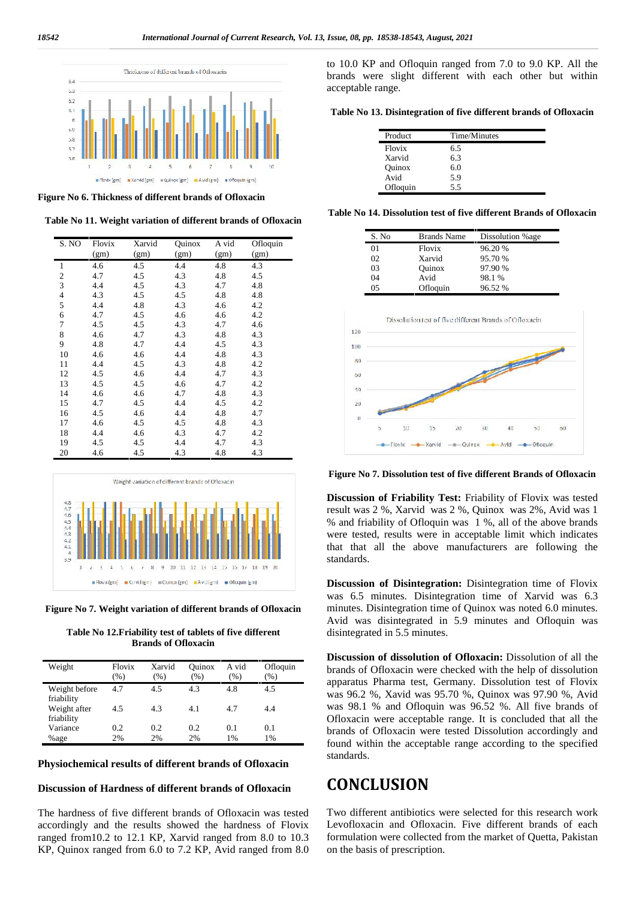Figure No 6. Thickness of different brands of Ofloxacin

**Table No 11. Weight variation of different brands of Ofloxacin**

| S. NO | Flovix (gm) | Xarvid (gm) | Quinox (gm) | A vid (gm) | Ofloquin (gm) |
|---|---|---|---|---|---|
| 1 | 4.6 | 4.5 | 4.4 | 4.8 | 4.3 |
| 2 | 4.7 | 4.5 | 4.3 | 4.8 | 4.5 |
| 3 | 4.4 | 4.5 | 4.3 | 4.7 | 4.8 |
| 4 | 4.3 | 4.5 | 4.5 | 4.8 | 4.8 |
| 5 | 4.4 | 4.8 | 4.3 | 4.6 | 4.2 |
| 6 | 4.7 | 4.5 | 4.6 | 4.6 | 4.2 |
| 7 | 4.5 | 4.5 | 4.3 | 4.7 | 4.6 |
| 8 | 4.6 | 4.7 | 4.3 | 4.8 | 4.3 |
| 9 | 4.8 | 4.7 | 4.4 | 4.5 | 4.3 |
| 10 | 4.6 | 4.6 | 4.4 | 4.8 | 4.3 |
| 11 | 4.4 | 4.5 | 4.3 | 4.8 | 4.2 |
| 12 | 4.5 | 4.6 | 4.4 | 4.7 | 4.3 |
| 13 | 4.5 | 4.5 | 4.6 | 4.7 | 4.2 |
| 14 | 4.6 | 4.6 | 4.7 | 4.8 | 4.3 |
| 15 | 4.7 | 4.5 | 4.4 | 4.5 | 4.2 |
| 16 | 4.5 | 4.6 | 4.4 | 4.8 | 4.7 |
| 17 | 4.6 | 4.5 | 4.5 | 4.8 | 4.3 |
| 18 | 4.4 | 4.6 | 4.3 | 4.7 | 4.2 |
| 19 | 4.5 | 4.5 | 4.4 | 4.7 | 4.3 |
| 20 | 4.6 | 4.5 | 4.3 | 4.8 | 4.3 |

Figure No 7. Weight variation of different brands of Ofloxacin

**Table No 12.Friability test of tablets of five different Brands of Ofloxacin**

| Weight | Flovix (%) | Xarvid (%) | Quinox (%) | A vid (%) | Ofloquin (%) |
|---|---|---|---|---|---|
| Weight before friability | 4.7 | 4.5 | 4.3 | 4.8 | 4.5 |
| Weight after friability | 4.5 | 4.3 | 4.1 | 4.7 | 4.4 |
| Variance | 0.2 | 0.2 | 0.2 | 0.1 | 0.1 |
| %age | 2% | 2% | 2% | 1% | 1% |

**Physiochemical results of different brands of Ofloxacin**

**Discussion of Hardness of different brands of Ofloxacin**

The hardness of five different brands of Ofloxacin was tested accordingly and the results showed the hardness of Flovix ranged from10.2 to 12.1 KP, Xarvid ranged from 8.0 to 10.3 KP, Quinox ranged from 6.0 to 7.2 KP, Avid ranged from 8.0 to 10.0 KP and Ofloquin ranged from 7.0 to 9.0 KP. All the brands were slight different with each other but within acceptable range.

**Table No 13. Disintegration of five different brands of Ofloxacin**

| Product | Time/Minutes |
|---|---|
| Flovix | 6.5 |
| Xarvid | 6.3 |
| Quinox | 6.0 |
| Avid | 5.9 |
| Ofloquin | 5.5 |

**Table No 14. Dissolution test of five different Brands of Ofloxacin**

| S. No | Brands Name | Dissolution %age |
|---|---|---|
| 01 | Flovix | 96.20 % |
| 02 | Xarvid | 95.70 % |
| 03 | Quinox | 97.90 % |
| 04 | Avid | 98.1 % |
| 05 | Ofloquin | 96.52 % |

Figure No 7. Dissolution test of five different Brands of Ofloxacin

**Discussion of Friability Test:** Friability of Flovix was tested result was 2 %, Xarvid was 2 %, Quinox was 2%, Avid was 1 % and friability of Ofloquin was 1 %, all of the above brands were tested, results were in acceptable limit which indicates that that all the above manufacturers are following the standards.

**Discussion of Disintegration:** Disintegration time of Flovix was 6.5 minutes. Disintegration time of Xarvid was 6.3 minutes. Disintegration time of Quinox was noted 6.0 minutes. Avid was disintegrated in 5.9 minutes and Ofloquin was disintegrated in 5.5 minutes.

**Discussion of dissolution of Ofloxacin:** Dissolution of all the brands of Ofloxacin were checked with the help of dissolution apparatus Pharma test, Germany. Dissolution test of Flovix was 96.2 %, Xavid was 95.70 %, Quinox was 97.90 %, Avid was 98.1 % and Ofloquin was 96.52 %. All five brands of Ofloxacin were acceptable range. It is concluded that all the brands of Ofloxacin were tested Dissolution accordingly and found within the acceptable range according to the specified standards.

# CONCLUSION

Two different antibiotics were selected for this research work Levofloxacin and Ofloxacin. Five different brands of each formulation were collected from the market of Quetta, Pakistan on the basis of prescription.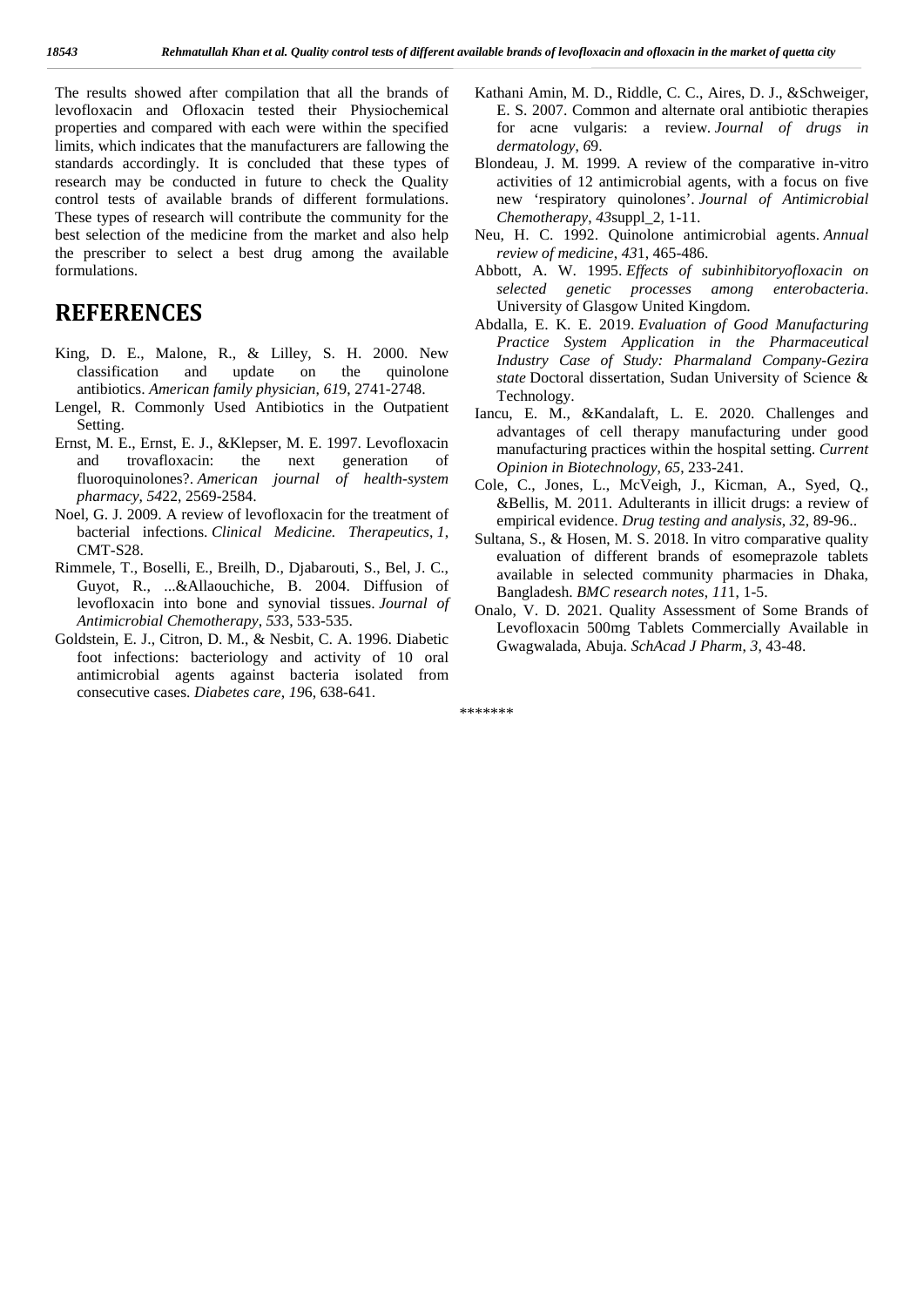The results showed after compilation that all the brands of levofloxacin and Ofloxacin tested their Physiochemical properties and compared with each were within the specified limits, which indicates that the manufacturers are fallowing the standards accordingly. It is concluded that these types of research may be conducted in future to check the Quality control tests of available brands of different formulations. These types of research will contribute the community for the best selection of the medicine from the market and also help the prescriber to select a best drug among the available formulations.

## REFERENCES

King, D. E., Malone, R., & Lilley, S. H. 2000. New classification and update on the quinolone antibiotics. *American family physician*, *61*9, 2741-2748.

Lengel, R. Commonly Used Antibiotics in the Outpatient Setting.

Ernst, M. E., Ernst, E. J., &Klepser, M. E. 1997. Levofloxacin and trovafloxacin: the next generation of fluoroquinolones?. *American journal of health-system pharmacy*, *54*22, 2569-2584.

Noel, G. J. 2009. A review of levofloxacin for the treatment of bacterial infections. *Clinical Medicine. Therapeutics*, *1*, CMT-S28.

Rimmele, T., Boselli, E., Breilh, D., Djabarouti, S., Bel, J. C., Guyot, R., ...&Allaouchiche, B. 2004. Diffusion of levofloxacin into bone and synovial tissues. *Journal of Antimicrobial Chemotherapy*, *53*3, 533-535.

Goldstein, E. J., Citron, D. M., & Nesbit, C. A. 1996. Diabetic foot infections: bacteriology and activity of 10 oral antimicrobial agents against bacteria isolated from consecutive cases. *Diabetes care*, *19*6, 638-641.

Kathani Amin, M. D., Riddle, C. C., Aires, D. J., &Schweiger, E. S. 2007. Common and alternate oral antibiotic therapies for acne vulgaris: a review. *Journal of drugs in dermatology*, *6*9.

Blondeau, J. M. 1999. A review of the comparative in-vitro activities of 12 antimicrobial agents, with a focus on five new 'respiratory quinolones'. *Journal of Antimicrobial Chemotherapy*, *43*suppl_2, 1-11.

Neu, H. C. 1992. Quinolone antimicrobial agents. *Annual review of medicine*, *43*1, 465-486.

Abbott, A. W. 1995. *Effects of subinhibitoryofloxacin on selected genetic processes among enterobacteria*. University of Glasgow United Kingdom.

Abdalla, E. K. E. 2019. *Evaluation of Good Manufacturing Practice System Application in the Pharmaceutical Industry Case of Study: Pharmaland Company-Gezira state* Doctoral dissertation, Sudan University of Science & Technology.

Iancu, E. M., &Kandalaft, L. E. 2020. Challenges and advantages of cell therapy manufacturing under good manufacturing practices within the hospital setting. *Current Opinion in Biotechnology*, *65*, 233-241.

Cole, C., Jones, L., McVeigh, J., Kicman, A., Syed, Q., &Bellis, M. 2011. Adulterants in illicit drugs: a review of empirical evidence. *Drug testing and analysis*, *3*2, 89-96..

Sultana, S., & Hosen, M. S. 2018. In vitro comparative quality evaluation of different brands of esomeprazole tablets available in selected community pharmacies in Dhaka, Bangladesh. *BMC research notes*, *11*1, 1-5.

Onalo, V. D. 2021. Quality Assessment of Some Brands of Levofloxacin 500mg Tablets Commercially Available in Gwagwalada, Abuja. *SchAcad J Pharm*, *3*, 43-48.

\*\*\*\*\*\*\*